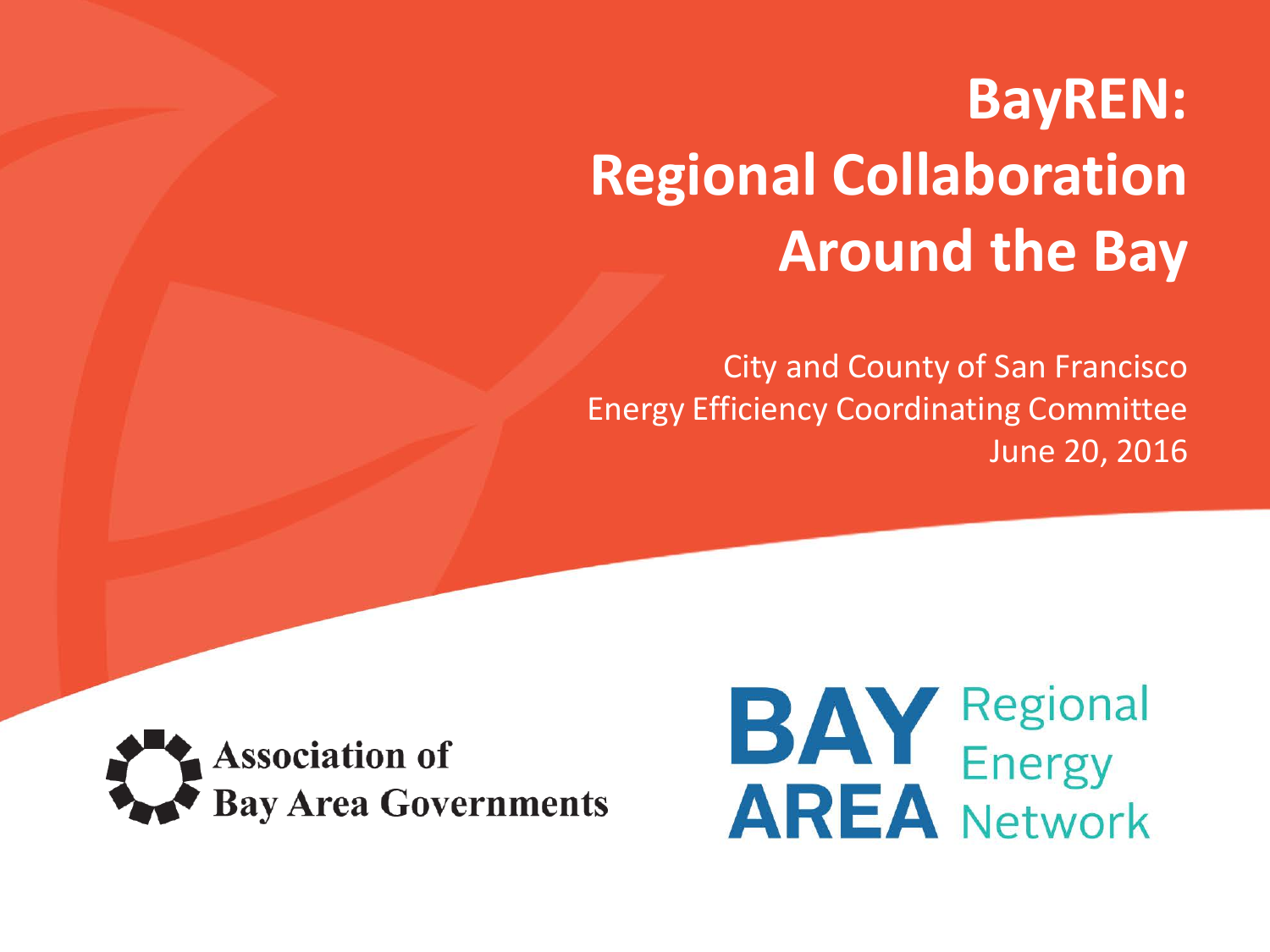# BayREN: Regional Collaboration Around the Bay

City and County of San Francisco
Energy Efficiency Coordinating Committee
June 20, 2016

Association of Bay Area Governments

BAY AREA Regional Energy Network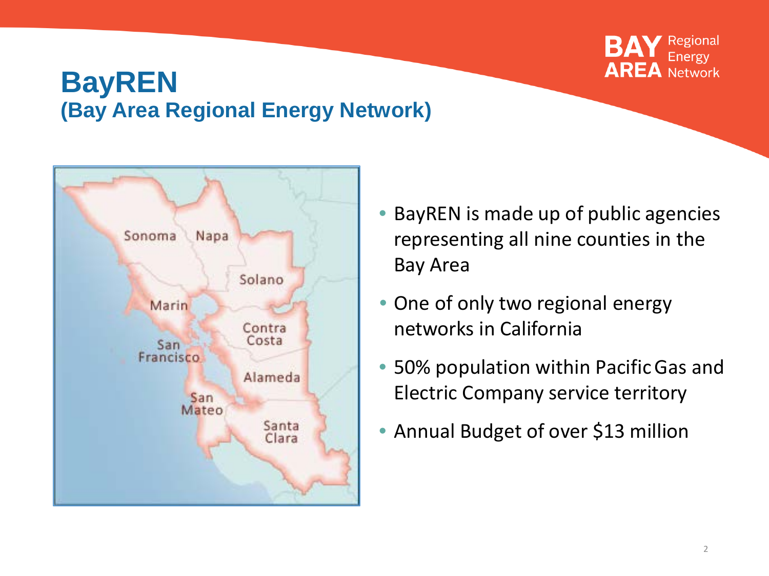# BayREN
## (Bay Area Regional Energy Network)

- BayREN is made up of public agencies representing all nine counties in the Bay Area
- One of only two regional energy networks in California
- 50% population within Pacific Gas and Electric Company service territory
- Annual Budget of over $13 million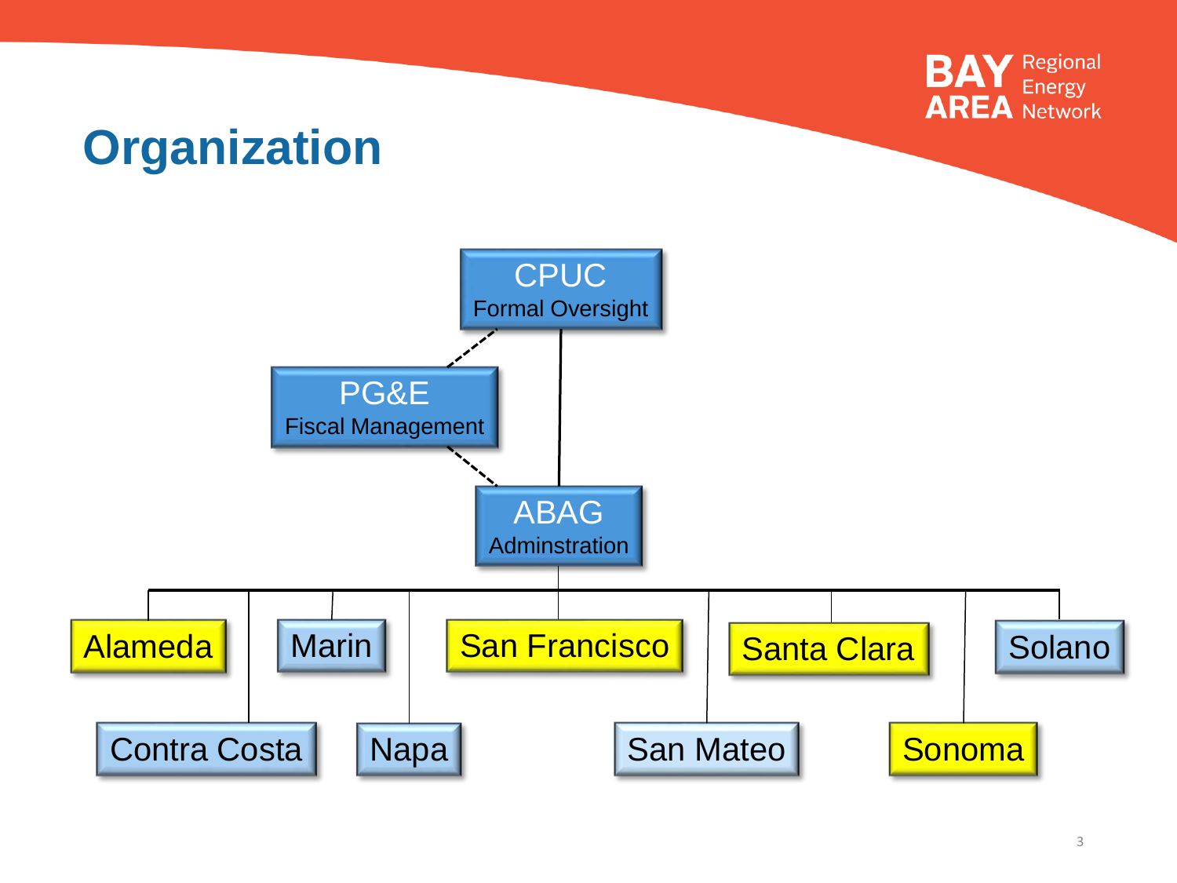# Organization

- **CPUC** – Formal Oversight
  - **PG&E** – Fiscal Management
  - **ABAG** – Adminstration
    - Alameda
    - Contra Costa
    - Marin
    - Napa
    - San Francisco
    - San Mateo
    - Santa Clara
    - Sonoma
    - Solano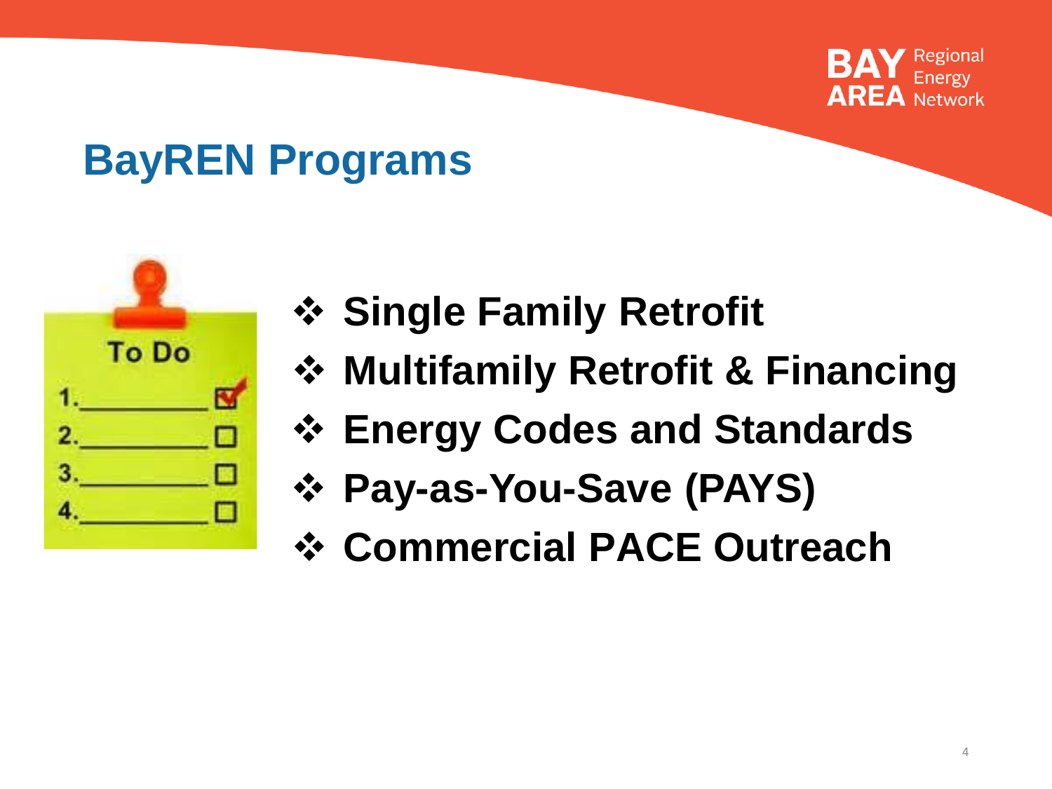# BayREN Programs

- Single Family Retrofit
- Multifamily Retrofit & Financing
- Energy Codes and Standards
- Pay-as-You-Save (PAYS)
- Commercial PACE Outreach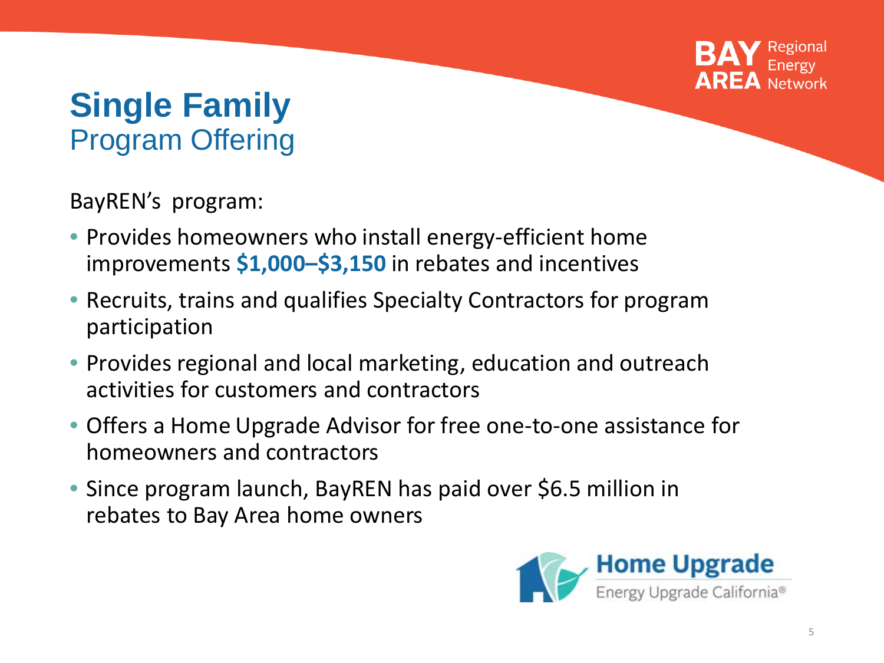# Single Family
## Program Offering

BayREN's program:

- Provides homeowners who install energy-efficient home improvements **$1,000–$3,150** in rebates and incentives
- Recruits, trains and qualifies Specialty Contractors for program participation
- Provides regional and local marketing, education and outreach activities for customers and contractors
- Offers a Home Upgrade Advisor for free one-to-one assistance for homeowners and contractors
- Since program launch, BayREN has paid over $6.5 million in rebates to Bay Area home owners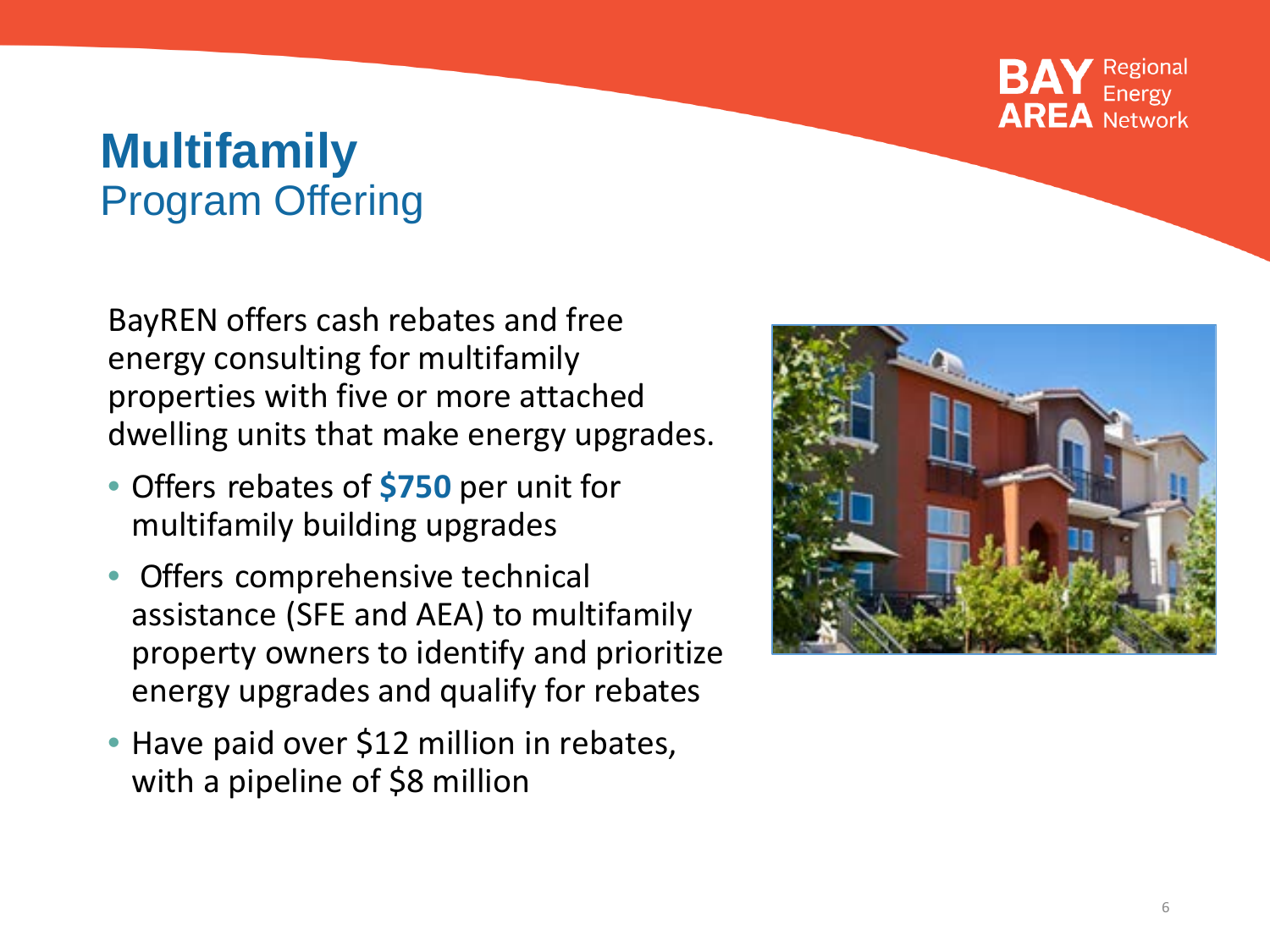# Multifamily
## Program Offering

BayREN offers cash rebates and free energy consulting for multifamily properties with five or more attached dwelling units that make energy upgrades.

- Offers rebates of **$750** per unit for multifamily building upgrades
- Offers comprehensive technical assistance (SFE and AEA) to multifamily property owners to identify and prioritize energy upgrades and qualify for rebates
- Have paid over $12 million in rebates, with a pipeline of $8 million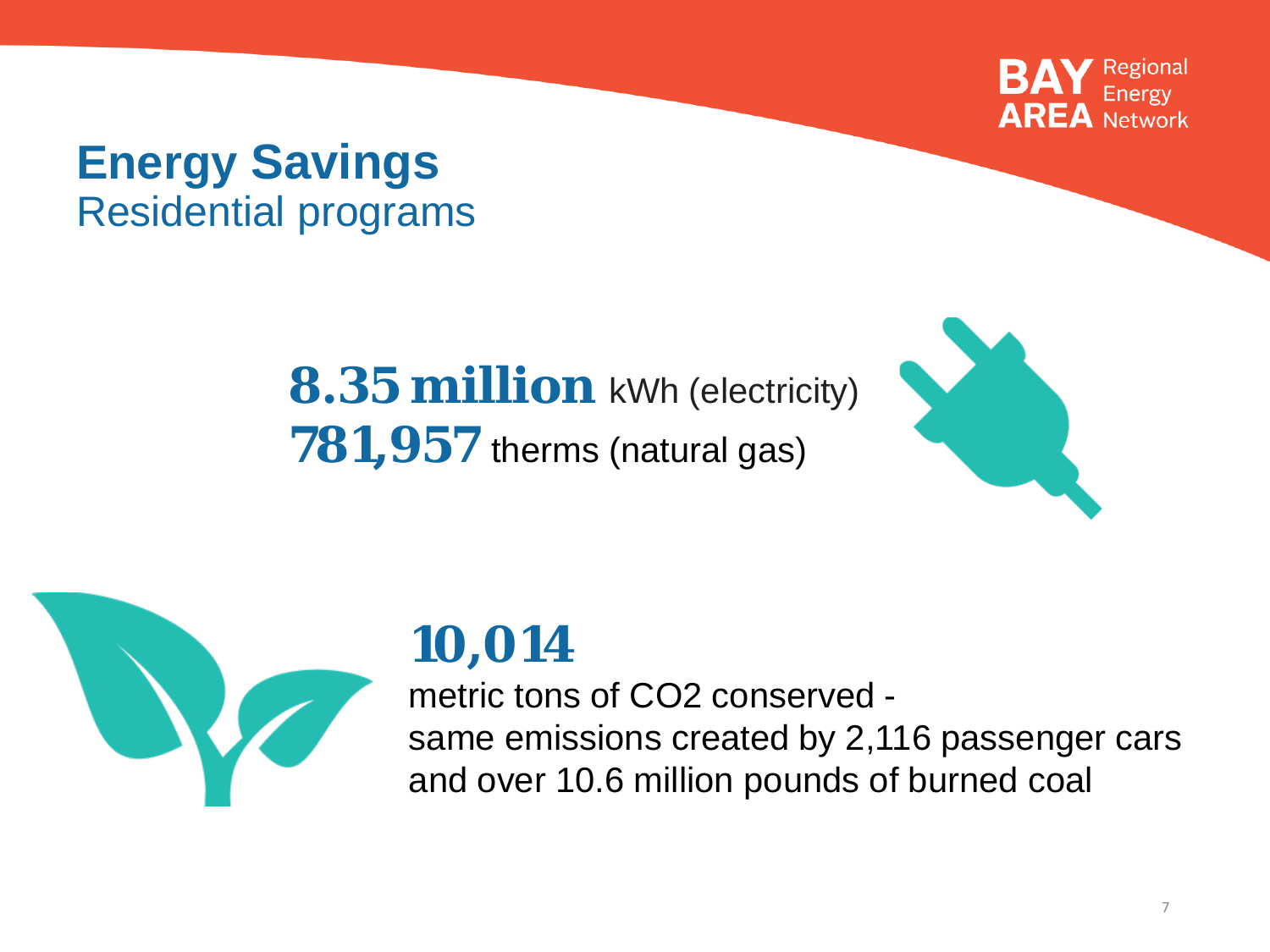# Energy Savings

## Residential programs

**8.35 million** kWh (electricity)
**781,957** therms (natural gas)

**10,014**

metric tons of $CO_2$ conserved -
same emissions created by 2,116 passenger cars and over 10.6 million pounds of burned coal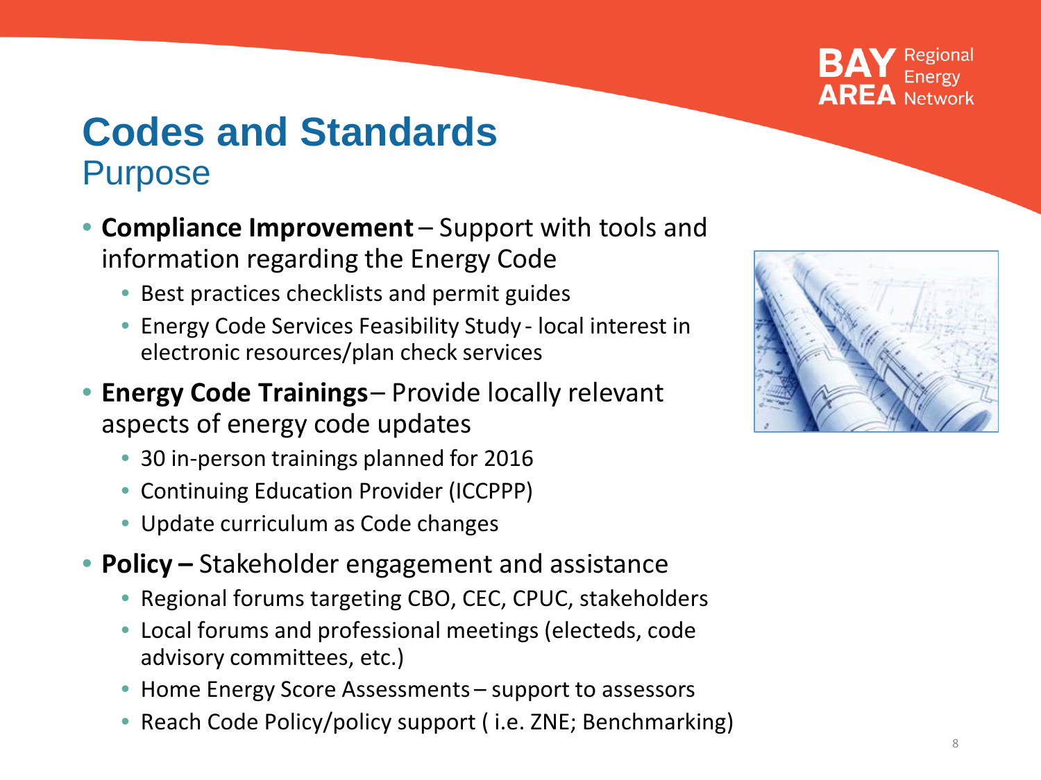# Codes and Standards
## Purpose

- **Compliance Improvement** – Support with tools and information regarding the Energy Code
  - Best practices checklists and permit guides
  - Energy Code Services Feasibility Study - local interest in electronic resources/plan check services
- **Energy Code Trainings** – Provide locally relevant aspects of energy code updates
  - 30 in-person trainings planned for 2016
  - Continuing Education Provider (ICCPPP)
  - Update curriculum as Code changes
- **Policy –** Stakeholder engagement and assistance
  - Regional forums targeting CBO, CEC, CPUC, stakeholders
  - Local forums and professional meetings (electeds, code advisory committees, etc.)
  - Home Energy Score Assessments – support to assessors
  - Reach Code Policy/policy support ( i.e. ZNE; Benchmarking)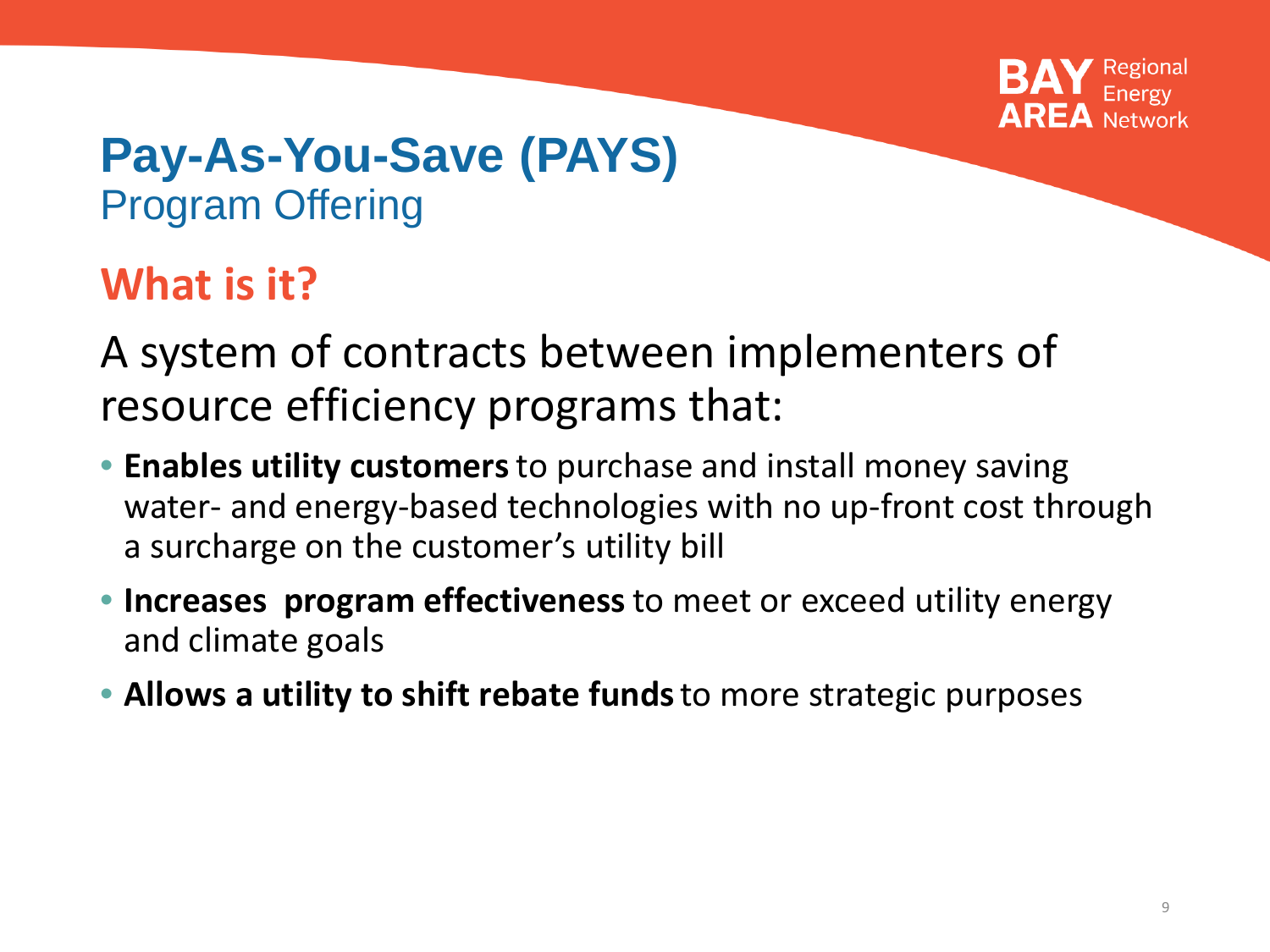# Pay-As-You-Save (PAYS)

Program Offering

## What is it?

A system of contracts between implementers of resource efficiency programs that:

- **Enables utility customers** to purchase and install money saving water- and energy-based technologies with no up-front cost through a surcharge on the customer's utility bill
- **Increases program effectiveness** to meet or exceed utility energy and climate goals
- **Allows a utility to shift rebate funds** to more strategic purposes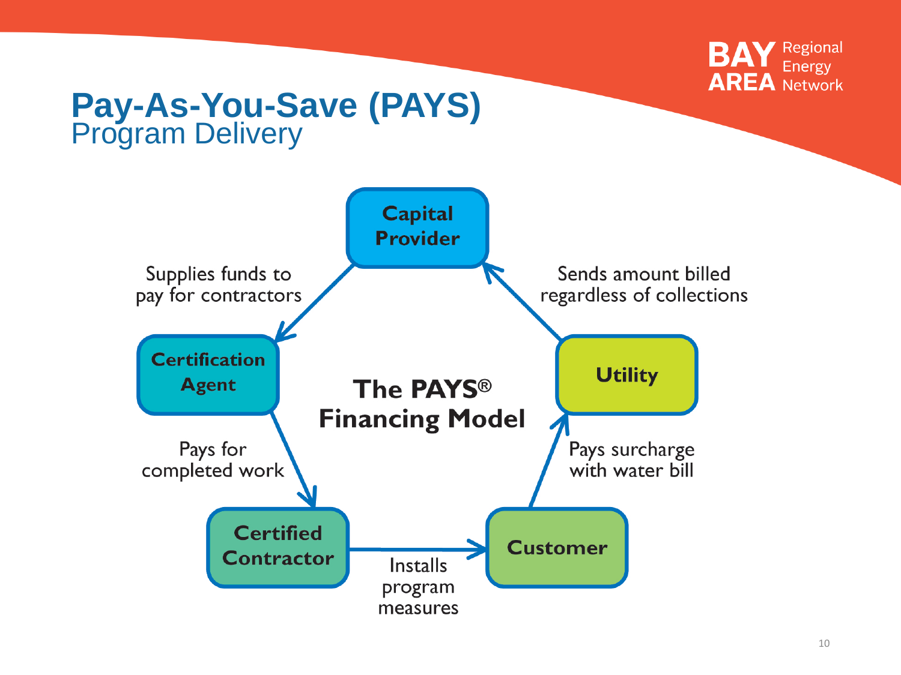# Pay-As-You-Save (PAYS)
## Program Delivery

**The PAYS® Financing Model**

- **Capital Provider** → **Certification Agent**: Supplies funds to pay for contractors
- **Certification Agent** → **Certified Contractor**: Pays for completed work
- **Certified Contractor** → **Customer**: Installs program measures
- **Customer** → **Utility**: Pays surcharge with water bill
- **Utility** → **Capital Provider**: Sends amount billed regardless of collections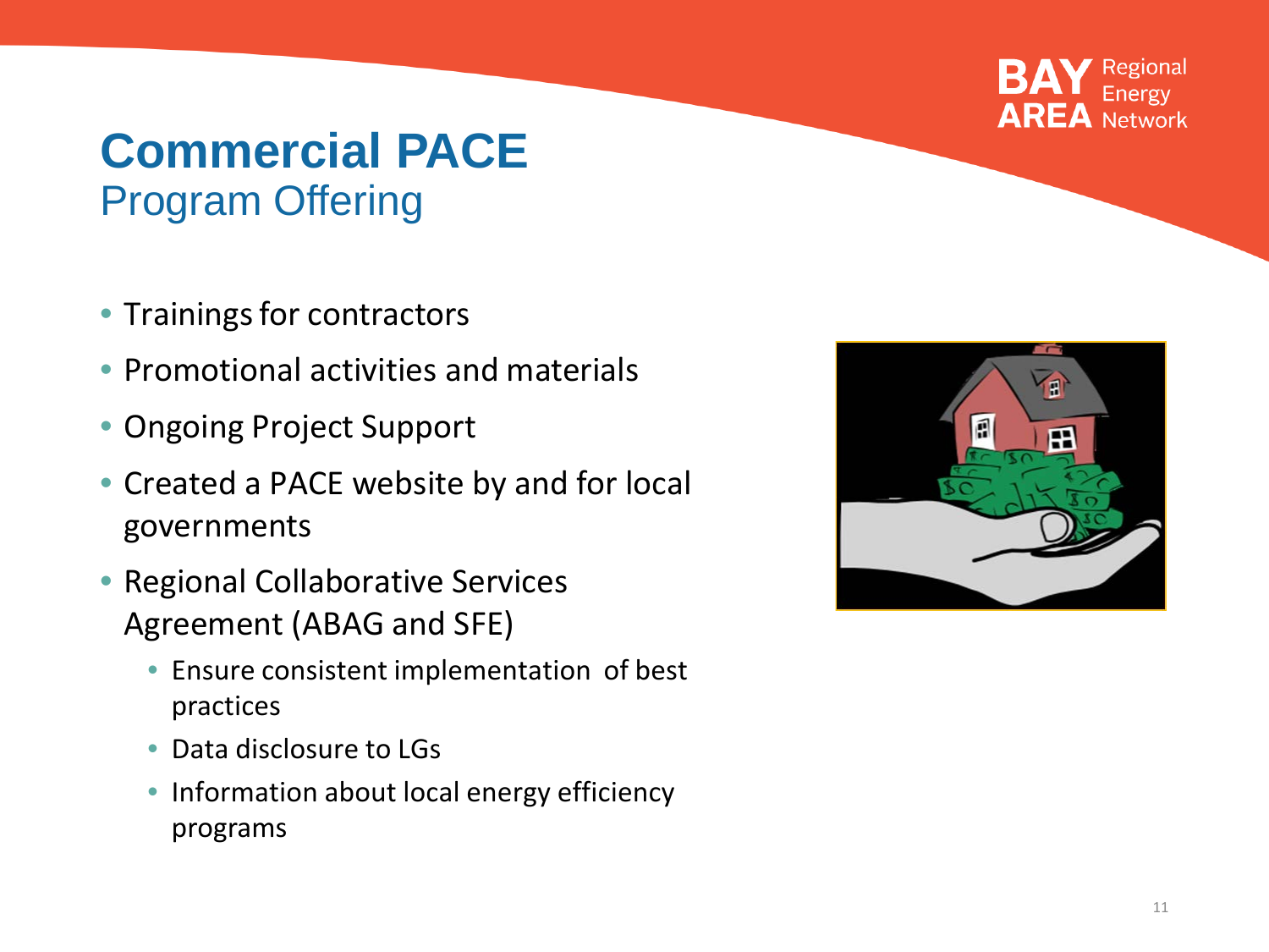# Commercial PACE

## Program Offering

- Trainings for contractors
- Promotional activities and materials
- Ongoing Project Support
- Created a PACE website by and for local governments
- Regional Collaborative Services Agreement (ABAG and SFE)
  - Ensure consistent implementation of best practices
  - Data disclosure to LGs
  - Information about local energy efficiency programs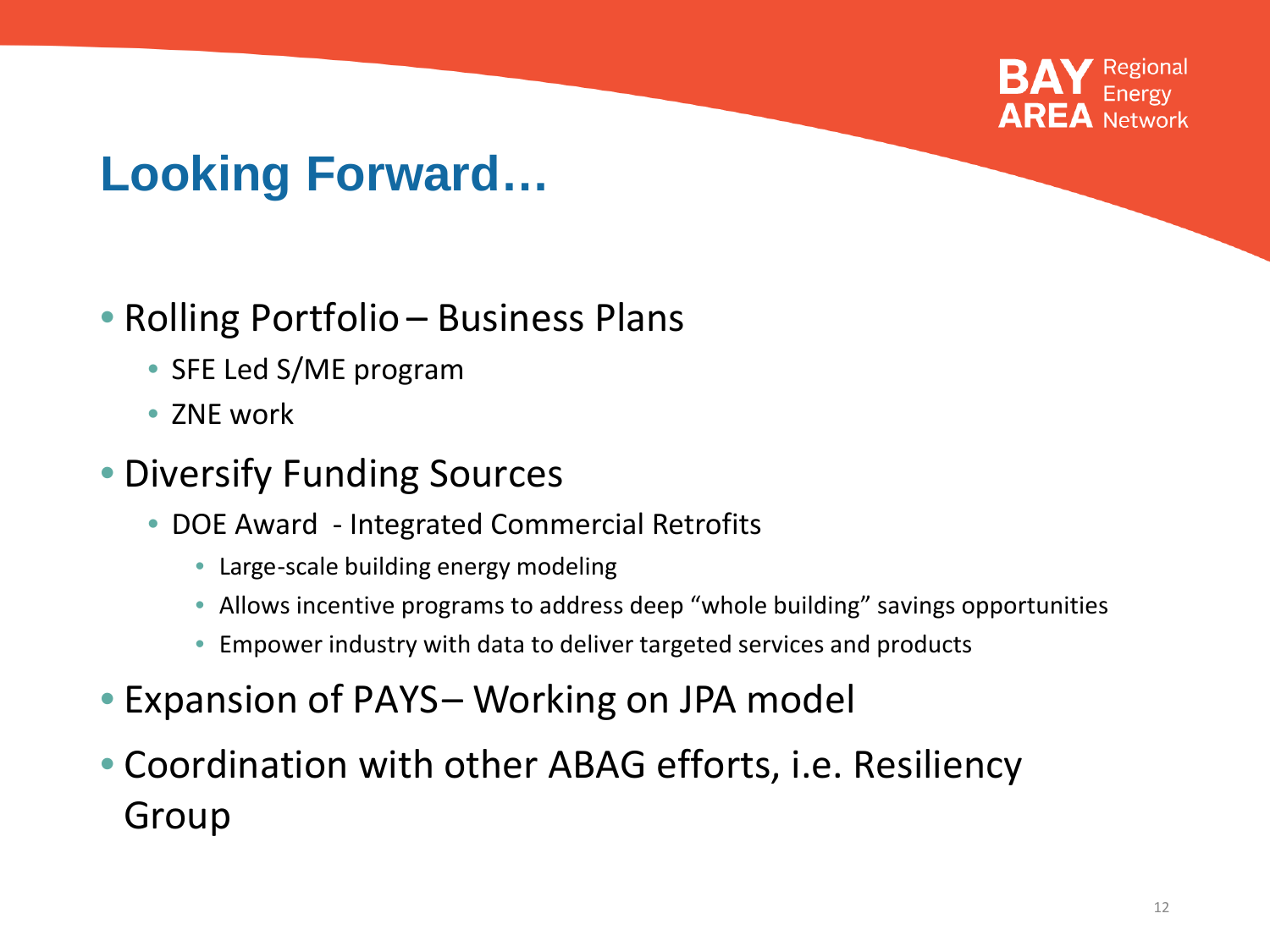# Looking Forward…

- Rolling Portfolio – Business Plans
  - SFE Led S/ME program
  - ZNE work
- Diversify Funding Sources
  - DOE Award - Integrated Commercial Retrofits
    - Large-scale building energy modeling
    - Allows incentive programs to address deep "whole building" savings opportunities
    - Empower industry with data to deliver targeted services and products
- Expansion of PAYS– Working on JPA model
- Coordination with other ABAG efforts, i.e. Resiliency Group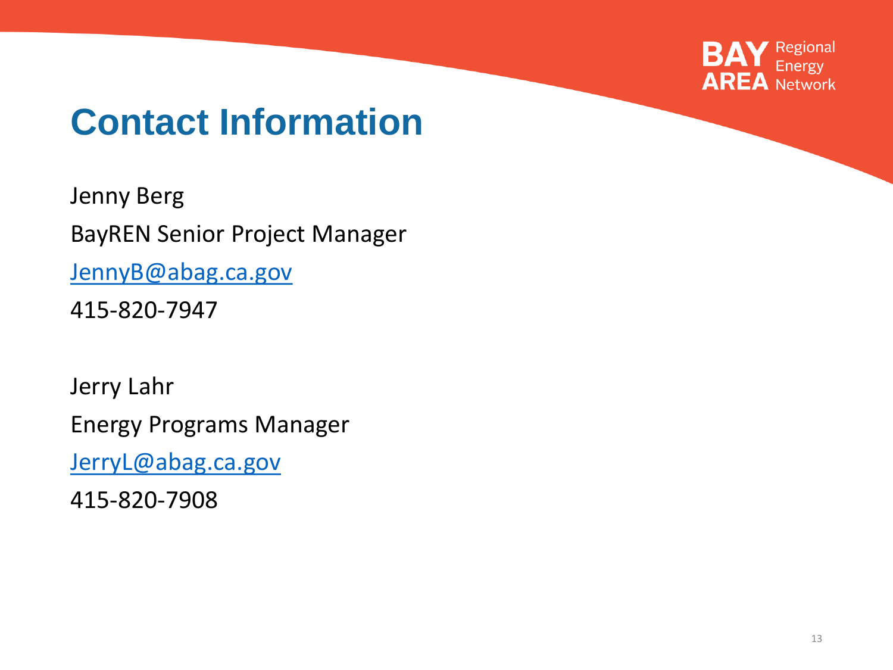BAY AREA Regional Energy Network

# Contact Information

Jenny Berg

BayREN Senior Project Manager

JennyB@abag.ca.gov

415-820-7947

Jerry Lahr

Energy Programs Manager

JerryL@abag.ca.gov

415-820-7908